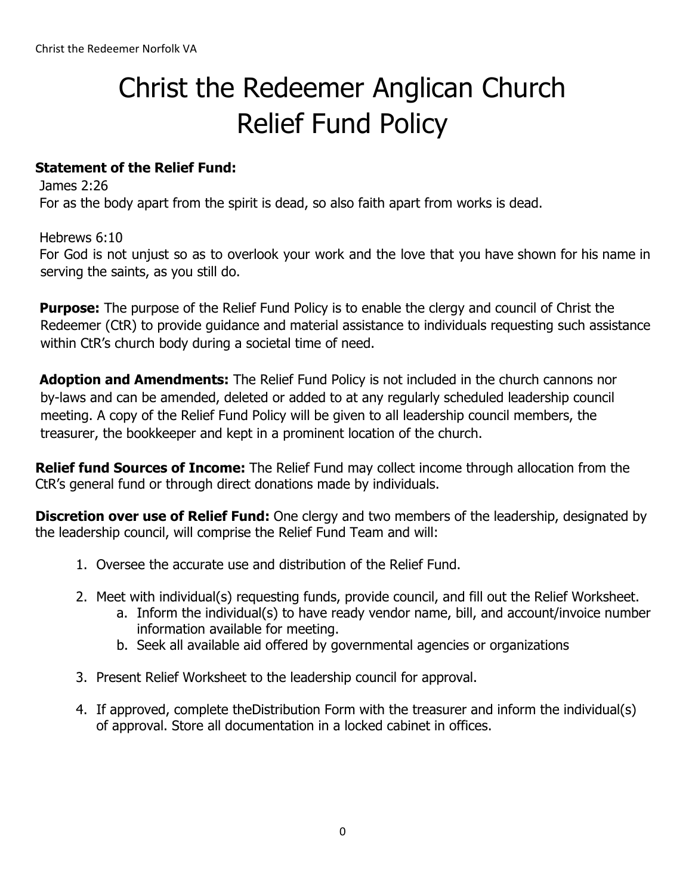# Christ the Redeemer Anglican Church Relief Fund Policy

**Statement of the Relief Fund:**

James 2:26
For as the body apart from the spirit is dead, so also faith apart from works is dead.

Hebrews 6:10
For God is not unjust so as to overlook your work and the love that you have shown for his name in serving the saints, as you still do.

**Purpose:** The purpose of the Relief Fund Policy is to enable the clergy and council of Christ the Redeemer (CtR) to provide guidance and material assistance to individuals requesting such assistance within CtR's church body during a societal time of need.

**Adoption and Amendments:** The Relief Fund Policy is not included in the church cannons nor by-laws and can be amended, deleted or added to at any regularly scheduled leadership council meeting. A copy of the Relief Fund Policy will be given to all leadership council members, the treasurer, the bookkeeper and kept in a prominent location of the church.

**Relief fund Sources of Income:** The Relief Fund may collect income through allocation from the CtR's general fund or through direct donations made by individuals.

**Discretion over use of Relief Fund:** One clergy and two members of the leadership, designated by the leadership council, will comprise the Relief Fund Team and will:

1. Oversee the accurate use and distribution of the Relief Fund.
2. Meet with individual(s) requesting funds, provide council, and fill out the Relief Worksheet.
   a. Inform the individual(s) to have ready vendor name, bill, and account/invoice number information available for meeting.
   b. Seek all available aid offered by governmental agencies or organizations
3. Present Relief Worksheet to the leadership council for approval.
4. If approved, complete theDistribution Form with the treasurer and inform the individual(s) of approval. Store all documentation in a locked cabinet in offices.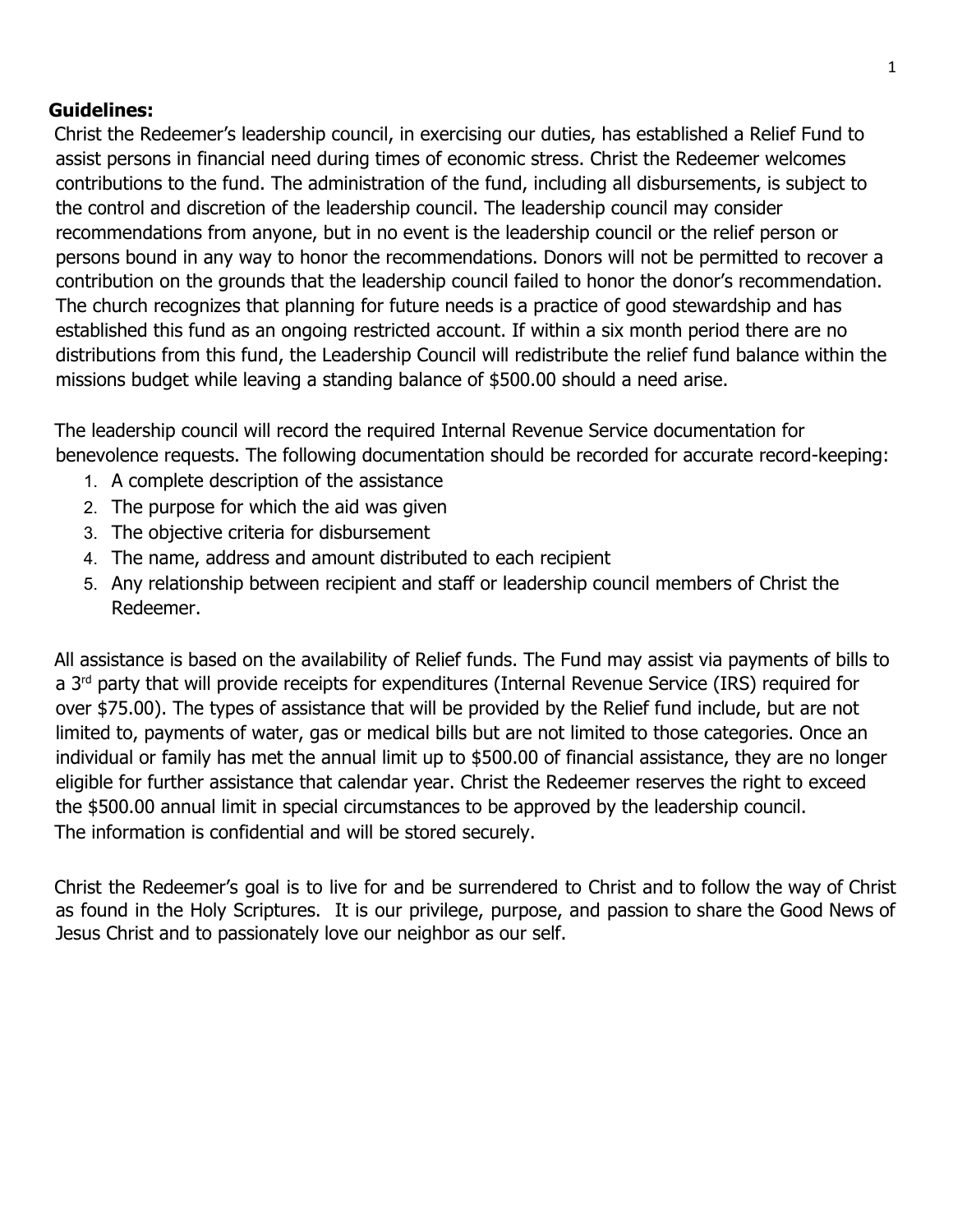**Guidelines:**

Christ the Redeemer's leadership council, in exercising our duties, has established a Relief Fund to assist persons in financial need during times of economic stress. Christ the Redeemer welcomes contributions to the fund. The administration of the fund, including all disbursements, is subject to the control and discretion of the leadership council. The leadership council may consider recommendations from anyone, but in no event is the leadership council or the relief person or persons bound in any way to honor the recommendations. Donors will not be permitted to recover a contribution on the grounds that the leadership council failed to honor the donor's recommendation. The church recognizes that planning for future needs is a practice of good stewardship and has established this fund as an ongoing restricted account. If within a six month period there are no distributions from this fund, the Leadership Council will redistribute the relief fund balance within the missions budget while leaving a standing balance of $500.00 should a need arise.

The leadership council will record the required Internal Revenue Service documentation for benevolence requests. The following documentation should be recorded for accurate record-keeping:

1. A complete description of the assistance
2. The purpose for which the aid was given
3. The objective criteria for disbursement
4. The name, address and amount distributed to each recipient
5. Any relationship between recipient and staff or leadership council members of Christ the Redeemer.

All assistance is based on the availability of Relief funds. The Fund may assist via payments of bills to a 3rd party that will provide receipts for expenditures (Internal Revenue Service (IRS) required for over $75.00). The types of assistance that will be provided by the Relief fund include, but are not limited to, payments of water, gas or medical bills but are not limited to those categories. Once an individual or family has met the annual limit up to $500.00 of financial assistance, they are no longer eligible for further assistance that calendar year. Christ the Redeemer reserves the right to exceed the $500.00 annual limit in special circumstances to be approved by the leadership council. The information is confidential and will be stored securely.

Christ the Redeemer's goal is to live for and be surrendered to Christ and to follow the way of Christ as found in the Holy Scriptures. It is our privilege, purpose, and passion to share the Good News of Jesus Christ and to passionately love our neighbor as our self.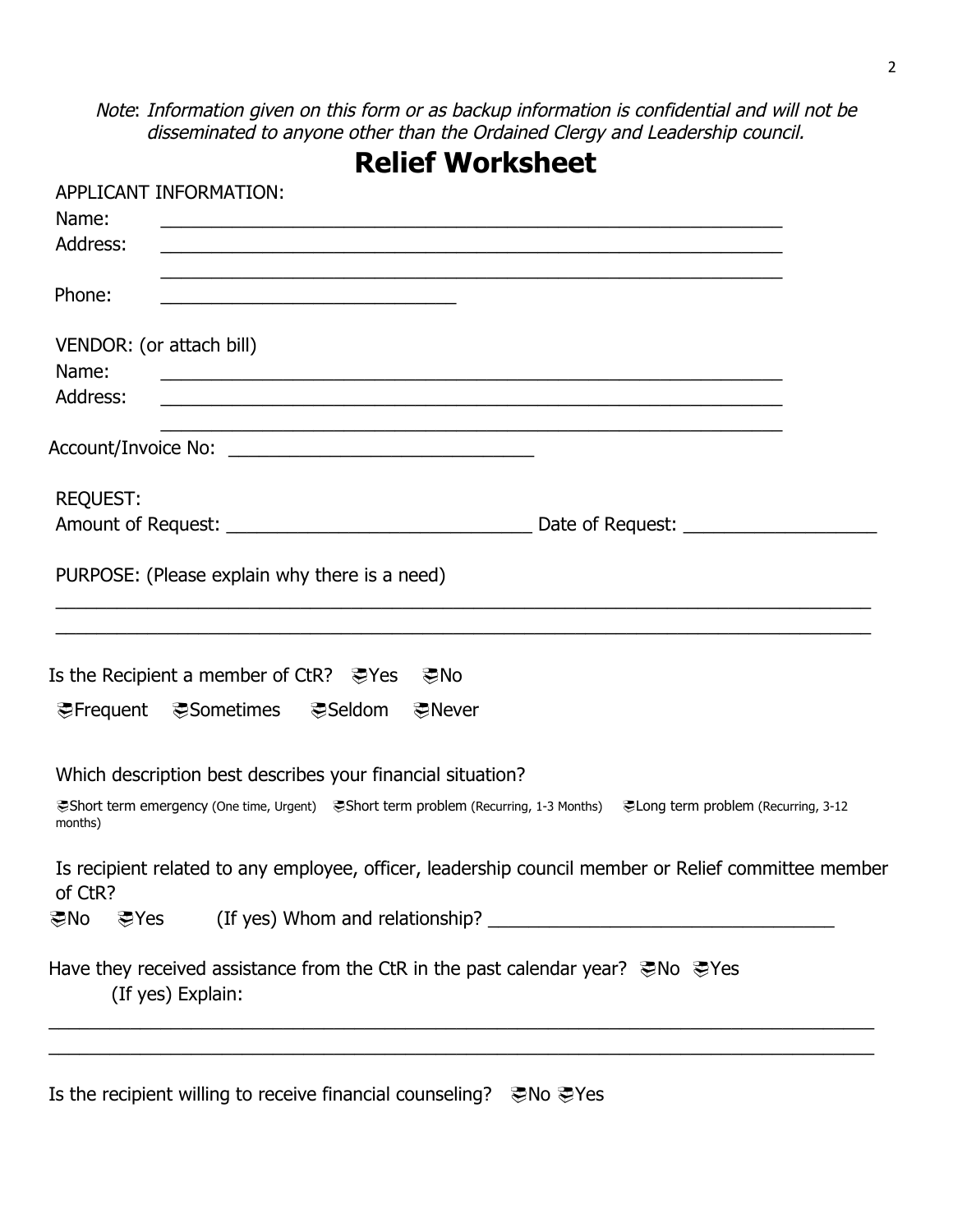*Note: Information given on this form or as backup information is confidential and will not be disseminated to anyone other than the Ordained Clergy and Leadership council.*

# Relief Worksheet

APPLICANT INFORMATION:

Name: ____________________________________________________________

Address: ____________________________________________________________

____________________________________________________________

Phone: ____________________________

VENDOR: (or attach bill)

Name: ____________________________________________________________

Address: ____________________________________________________________

____________________________________________________________

Account/Invoice No: ____________________________

REQUEST:

Amount of Request: ____________________________ Date of Request: ____________________

PURPOSE: (Please explain why there is a need)

______________________________________________________________________________

______________________________________________________________________________

Is the Recipient a member of CtR? ☐Yes ☐No

☐Frequent ☐Sometimes ☐Seldom ☐Never

Which description best describes your financial situation?

☐Short term emergency (One time, Urgent) ☐Short term problem (Recurring, 1-3 Months) ☐Long term problem (Recurring, 3-12 months)

Is recipient related to any employee, officer, leadership council member or Relief committee member of CtR?

☐No ☐Yes (If yes) Whom and relationship? ________________________________

Have they received assistance from the CtR in the past calendar year? ☐No ☐Yes

(If yes) Explain:

______________________________________________________________________________

______________________________________________________________________________

Is the recipient willing to receive financial counseling? ☐No ☐Yes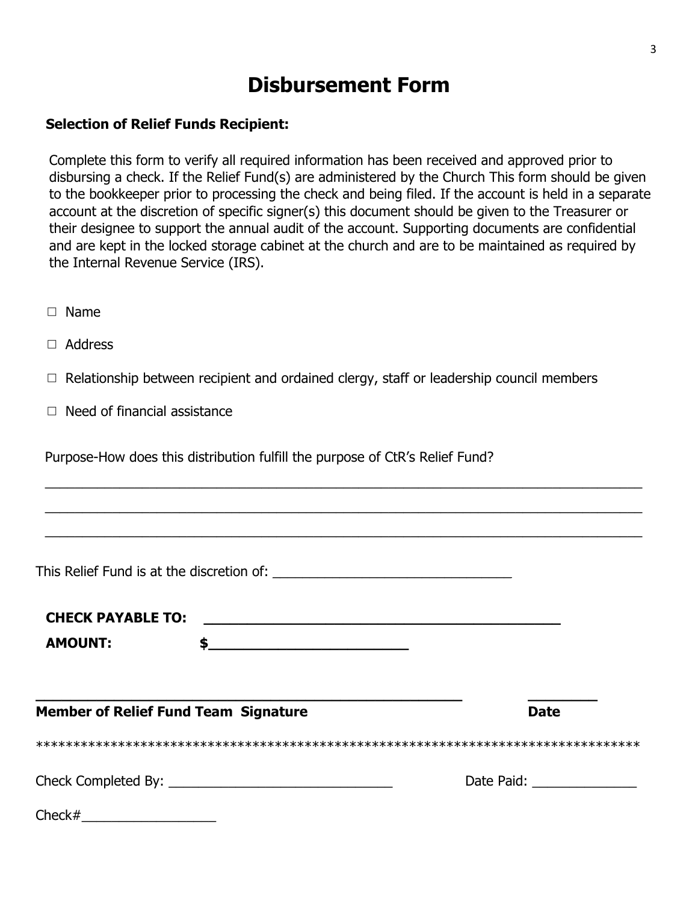# Disbursement Form

**Selection of Relief Funds Recipient:**

Complete this form to verify all required information has been received and approved prior to disbursing a check. If the Relief Fund(s) are administered by the Church This form should be given to the bookkeeper prior to processing the check and being filed. If the account is held in a separate account at the discretion of specific signer(s) this document should be given to the Treasurer or their designee to support the annual audit of the account. Supporting documents are confidential and are kept in the locked storage cabinet at the church and are to be maintained as required by the Internal Revenue Service (IRS).

☐ Name

☐ Address

☐ Relationship between recipient and ordained clergy, staff or leadership council members

☐ Need of financial assistance

Purpose-How does this distribution fulfill the purpose of CtR's Relief Fund?

\_\_\_\_\_\_\_\_\_\_\_\_\_\_\_\_\_\_\_\_\_\_\_\_\_\_\_\_\_\_\_\_\_\_\_\_\_\_\_\_\_\_\_\_\_\_\_\_\_\_\_\_\_\_\_\_\_\_\_\_\_\_\_\_\_\_\_\_\_\_\_\_\_\_\_\_

\_\_\_\_\_\_\_\_\_\_\_\_\_\_\_\_\_\_\_\_\_\_\_\_\_\_\_\_\_\_\_\_\_\_\_\_\_\_\_\_\_\_\_\_\_\_\_\_\_\_\_\_\_\_\_\_\_\_\_\_\_\_\_\_\_\_\_\_\_\_\_\_\_\_\_\_

\_\_\_\_\_\_\_\_\_\_\_\_\_\_\_\_\_\_\_\_\_\_\_\_\_\_\_\_\_\_\_\_\_\_\_\_\_\_\_\_\_\_\_\_\_\_\_\_\_\_\_\_\_\_\_\_\_\_\_\_\_\_\_\_\_\_\_\_\_\_\_\_\_\_\_\_

This Relief Fund is at the discretion of: \_\_\_\_\_\_\_\_\_\_\_\_\_\_\_\_\_\_\_\_\_\_\_\_\_\_\_\_\_\_\_\_

**CHECK PAYABLE TO:** \_\_\_\_\_\_\_\_\_\_\_\_\_\_\_\_\_\_\_\_\_\_\_\_\_\_\_\_\_\_\_\_\_\_\_\_\_\_\_\_\_\_\_\_

**AMOUNT:** **$**\_\_\_\_\_\_\_\_\_\_\_\_\_\_\_\_\_\_\_\_\_\_\_\_\_\_

\_\_\_\_\_\_\_\_\_\_\_\_\_\_\_\_\_\_\_\_\_\_\_\_\_\_\_\_\_\_\_\_\_\_\_\_\_\_\_\_\_\_\_\_\_\_\_\_\_\_\_\_\_ \_\_\_\_\_\_\_\_\_

**Member of Relief Fund Team Signature** **Date**

\*\*\*\*\*\*\*\*\*\*\*\*\*\*\*\*\*\*\*\*\*\*\*\*\*\*\*\*\*\*\*\*\*\*\*\*\*\*\*\*\*\*\*\*\*\*\*\*\*\*\*\*\*\*\*\*\*\*\*\*\*\*\*\*\*\*\*\*\*\*\*\*\*\*\*\*\*\*\*\*\*\*\*\*\*\*\*

Check Completed By: \_\_\_\_\_\_\_\_\_\_\_\_\_\_\_\_\_\_\_\_\_\_\_\_\_\_\_\_\_\_ Date Paid: \_\_\_\_\_\_\_\_\_\_\_\_\_\_

Check#\_\_\_\_\_\_\_\_\_\_\_\_\_\_\_\_\_\_